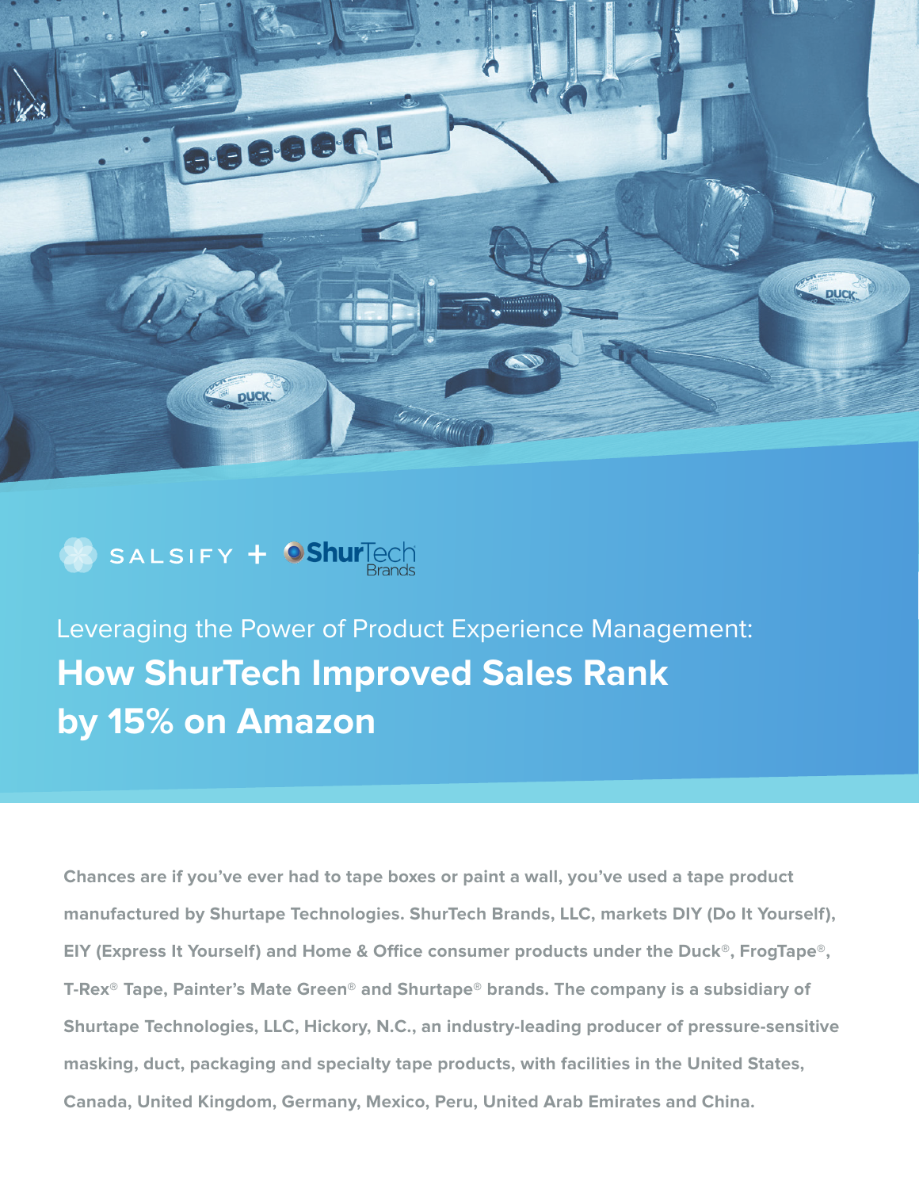SALSIFY + ShurTech Brands

Leveraging the Power of Product Experience Management:

# How ShurTech Improved Sales Rank by 15% on Amazon

**Chances are if you've ever had to tape boxes or paint a wall, you've used a tape product manufactured by Shurtape Technologies. ShurTech Brands, LLC, markets DIY (Do It Yourself), EIY (Express It Yourself) and Home & Office consumer products under the Duck®, FrogTape®, T-Rex® Tape, Painter's Mate Green® and Shurtape® brands. The company is a subsidiary of Shurtape Technologies, LLC, Hickory, N.C., an industry-leading producer of pressure-sensitive masking, duct, packaging and specialty tape products, with facilities in the United States, Canada, United Kingdom, Germany, Mexico, Peru, United Arab Emirates and China.**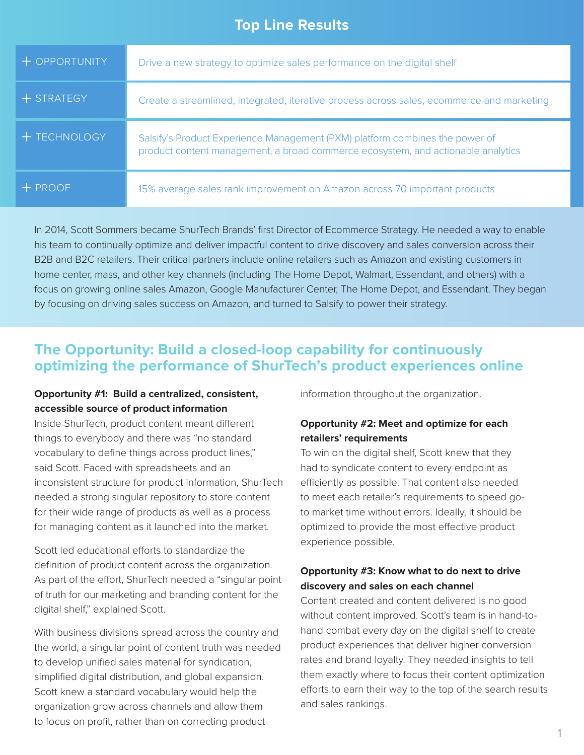## Top Line Results

| | |
|---|---|
| + OPPORTUNITY | Drive a new strategy to optimize sales performance on the digital shelf |
| + STRATEGY | Create a streamlined, integrated, iterative process across sales, ecommerce and marketing |
| + TECHNOLOGY | Salsify's Product Experience Management (PXM) platform combines the power of product content management, a broad commerce ecosystem, and actionable analytics |
| + PROOF | 15% average sales rank improvement on Amazon across 70 important products |

In 2014, Scott Sommers became ShurTech Brands' first Director of Ecommerce Strategy. He needed a way to enable his team to continually optimize and deliver impactful content to drive discovery and sales conversion across their B2B and B2C retailers. Their critical partners include online retailers such as Amazon and existing customers in home center, mass, and other key channels (including The Home Depot, Walmart, Essendant, and others) with a focus on growing online sales Amazon, Google Manufacturer Center, The Home Depot, and Essendant. They began by focusing on driving sales success on Amazon, and turned to Salsify to power their strategy.

## The Opportunity: Build a closed-loop capability for continuously optimizing the performance of ShurTech's product experiences online

**Opportunity #1: Build a centralized, consistent, accessible source of product information**

Inside ShurTech, product content meant different things to everybody and there was "no standard vocabulary to define things across product lines," said Scott. Faced with spreadsheets and an inconsistent structure for product information, ShurTech needed a strong singular repository to store content for their wide range of products as well as a process for managing content as it launched into the market.

Scott led educational efforts to standardize the definition of product content across the organization. As part of the effort, ShurTech needed a "singular point of truth for our marketing and branding content for the digital shelf," explained Scott.

With business divisions spread across the country and the world, a singular point of content truth was needed to develop unified sales material for syndication, simplified digital distribution, and global expansion. Scott knew a standard vocabulary would help the organization grow across channels and allow them to focus on profit, rather than on correcting product information throughout the organization.

**Opportunity #2: Meet and optimize for each retailers' requirements**

To win on the digital shelf, Scott knew that they had to syndicate content to every endpoint as efficiently as possible. That content also needed to meet each retailer's requirements to speed go-to market time without errors. Ideally, it should be optimized to provide the most effective product experience possible.

**Opportunity #3: Know what to do next to drive discovery and sales on each channel**

Content created and content delivered is no good without content improved. Scott's team is in hand-to-hand combat every day on the digital shelf to create product experiences that deliver higher conversion rates and brand loyalty. They needed insights to tell them exactly where to focus their content optimization efforts to earn their way to the top of the search results and sales rankings.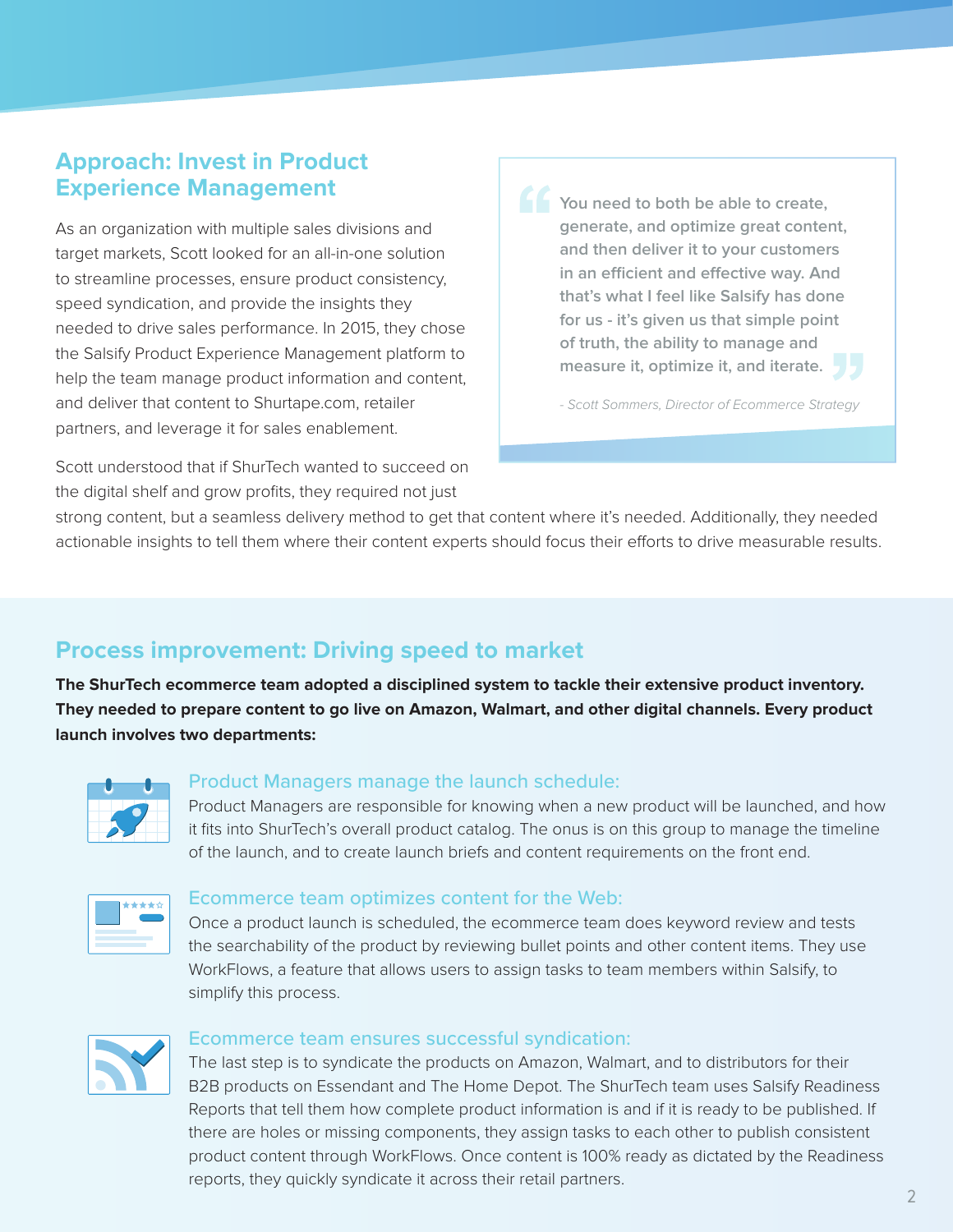## Approach: Invest in Product Experience Management

As an organization with multiple sales divisions and target markets, Scott looked for an all-in-one solution to streamline processes, ensure product consistency, speed syndication, and provide the insights they needed to drive sales performance. In 2015, they chose the Salsify Product Experience Management platform to help the team manage product information and content, and deliver that content to Shurtape.com, retailer partners, and leverage it for sales enablement.

> You need to both be able to create, generate, and optimize great content, and then deliver it to your customers in an efficient and effective way. And that's what I feel like Salsify has done for us - it's given us that simple point of truth, the ability to manage and measure it, optimize it, and iterate.
>
> *- Scott Sommers, Director of Ecommerce Strategy*

Scott understood that if ShurTech wanted to succeed on the digital shelf and grow profits, they required not just strong content, but a seamless delivery method to get that content where it's needed. Additionally, they needed actionable insights to tell them where their content experts should focus their efforts to drive measurable results.

## Process improvement: Driving speed to market

**The ShurTech ecommerce team adopted a disciplined system to tackle their extensive product inventory. They needed to prepare content to go live on Amazon, Walmart, and other digital channels. Every product launch involves two departments:**

### Product Managers manage the launch schedule:

Product Managers are responsible for knowing when a new product will be launched, and how it fits into ShurTech's overall product catalog. The onus is on this group to manage the timeline of the launch, and to create launch briefs and content requirements on the front end.

### Ecommerce team optimizes content for the Web:

Once a product launch is scheduled, the ecommerce team does keyword review and tests the searchability of the product by reviewing bullet points and other content items. They use WorkFlows, a feature that allows users to assign tasks to team members within Salsify, to simplify this process.

### Ecommerce team ensures successful syndication:

The last step is to syndicate the products on Amazon, Walmart, and to distributors for their B2B products on Essendant and The Home Depot. The ShurTech team uses Salsify Readiness Reports that tell them how complete product information is and if it is ready to be published. If there are holes or missing components, they assign tasks to each other to publish consistent product content through WorkFlows. Once content is 100% ready as dictated by the Readiness reports, they quickly syndicate it across their retail partners.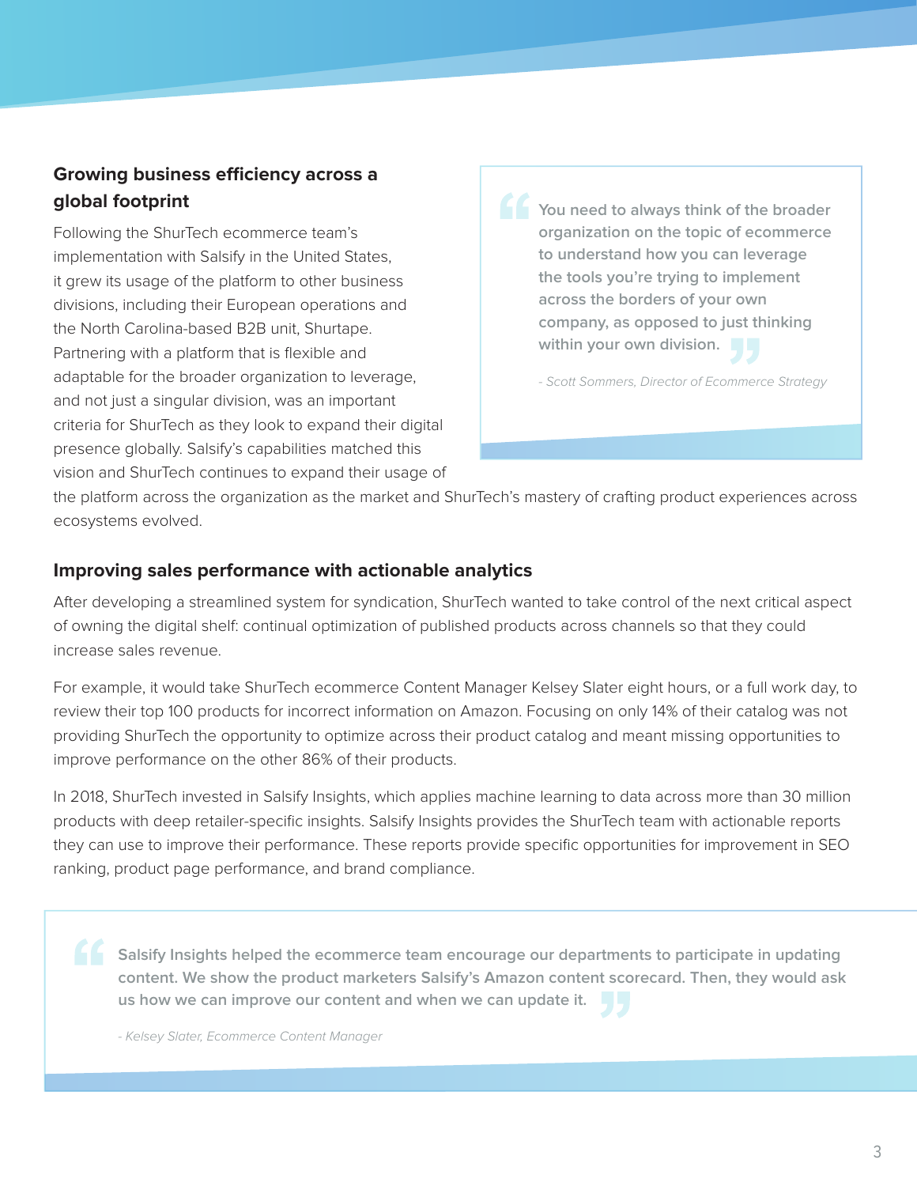### Growing business efficiency across a global footprint

Following the ShurTech ecommerce team's implementation with Salsify in the United States, it grew its usage of the platform to other business divisions, including their European operations and the North Carolina-based B2B unit, Shurtape. Partnering with a platform that is flexible and adaptable for the broader organization to leverage, and not just a singular division, was an important criteria for ShurTech as they look to expand their digital presence globally. Salsify's capabilities matched this vision and ShurTech continues to expand their usage of the platform across the organization as the market and ShurTech's mastery of crafting product experiences across ecosystems evolved.

> **You need to always think of the broader organization on the topic of ecommerce to understand how you can leverage the tools you're trying to implement across the borders of your own company, as opposed to just thinking within your own division.**
>
> *- Scott Sommers, Director of Ecommerce Strategy*

### Improving sales performance with actionable analytics

After developing a streamlined system for syndication, ShurTech wanted to take control of the next critical aspect of owning the digital shelf: continual optimization of published products across channels so that they could increase sales revenue.

For example, it would take ShurTech ecommerce Content Manager Kelsey Slater eight hours, or a full work day, to review their top 100 products for incorrect information on Amazon. Focusing on only 14% of their catalog was not providing ShurTech the opportunity to optimize across their product catalog and meant missing opportunities to improve performance on the other 86% of their products.

In 2018, ShurTech invested in Salsify Insights, which applies machine learning to data across more than 30 million products with deep retailer-specific insights. Salsify Insights provides the ShurTech team with actionable reports they can use to improve their performance. These reports provide specific opportunities for improvement in SEO ranking, product page performance, and brand compliance.

> **Salsify Insights helped the ecommerce team encourage our departments to participate in updating content. We show the product marketers Salsify's Amazon content scorecard. Then, they would ask us how we can improve our content and when we can update it.**
>
> *- Kelsey Slater, Ecommerce Content Manager*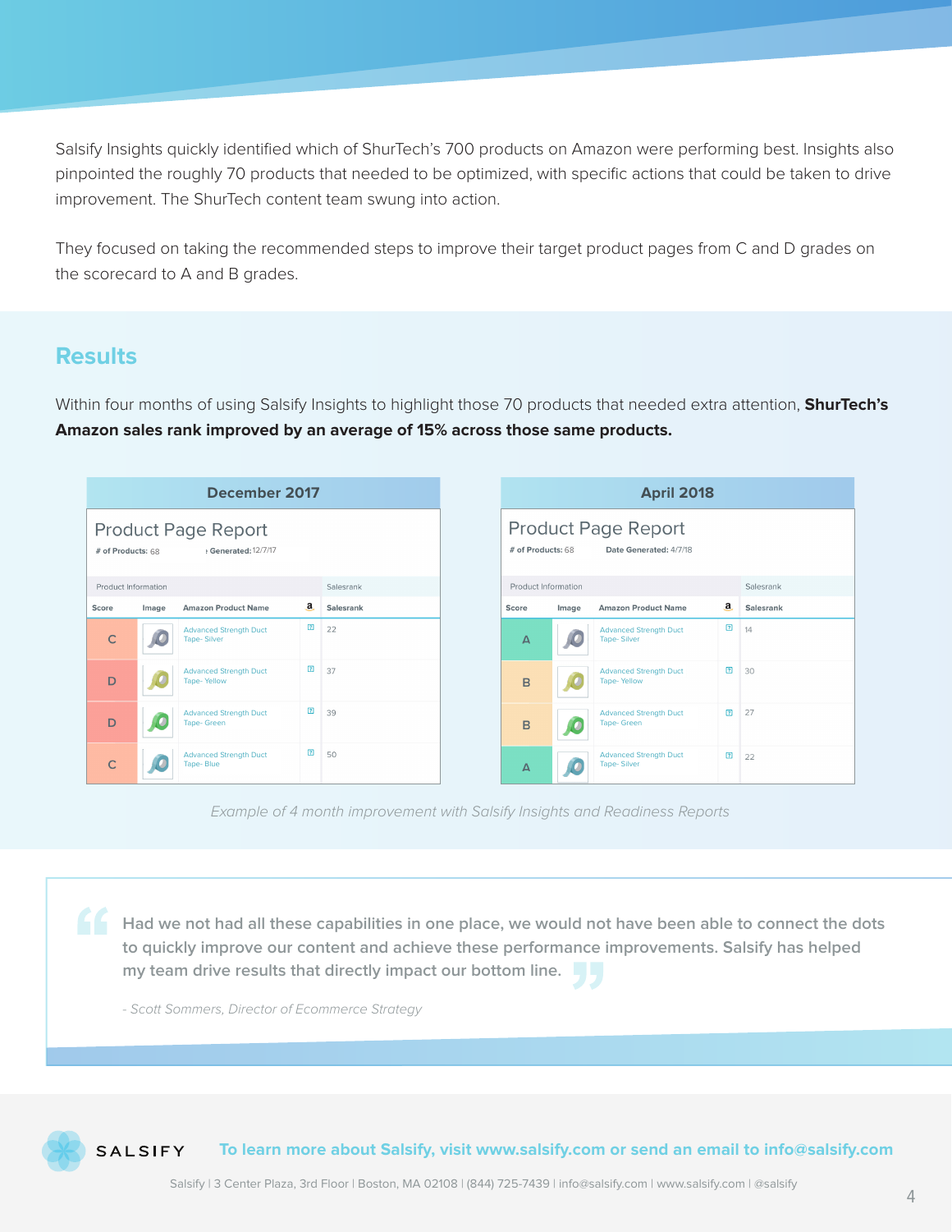Salsify Insights quickly identified which of ShurTech's 700 products on Amazon were performing best. Insights also pinpointed the roughly 70 products that needed to be optimized, with specific actions that could be taken to drive improvement. The ShurTech content team swung into action.

They focused on taking the recommended steps to improve their target product pages from C and D grades on the scorecard to A and B grades.

## Results

Within four months of using Salsify Insights to highlight those 70 products that needed extra attention, **ShurTech's Amazon sales rank improved by an average of 15% across those same products.**

**December 2017**

Product Page Report

\# of Products: 68 &nbsp;&nbsp; Generated: 12/7/17

| Score | Image | Amazon Product Name | a | Salesrank |
|---|---|---|---|---|
| C | | Advanced Strength Duct Tape- Silver | | 22 |
| D | | Advanced Strength Duct Tape- Yellow | | 37 |
| D | | Advanced Strength Duct Tape- Green | | 39 |
| C | | Advanced Strength Duct Tape- Blue | | 50 |

**April 2018**

Product Page Report

\# of Products: 68 &nbsp;&nbsp; Date Generated: 4/7/18

| Score | Image | Amazon Product Name | a | Salesrank |
|---|---|---|---|---|
| A | | Advanced Strength Duct Tape- Silver | | 14 |
| B | | Advanced Strength Duct Tape- Yellow | | 30 |
| B | | Advanced Strength Duct Tape- Green | | 27 |
| A | | Advanced Strength Duct Tape- Silver | | 22 |

*Example of 4 month improvement with Salsify Insights and Readiness Reports*

> Had we not had all these capabilities in one place, we would not have been able to connect the dots to quickly improve our content and achieve these performance improvements. Salsify has helped my team drive results that directly impact our bottom line.
>
> *- Scott Sommers, Director of Ecommerce Strategy*

SALSIFY

**To learn more about Salsify, visit www.salsify.com or send an email to info@salsify.com**

Salsify | 3 Center Plaza, 3rd Floor | Boston, MA 02108 | (844) 725-7439 | info@salsify.com | www.salsify.com | @salsify